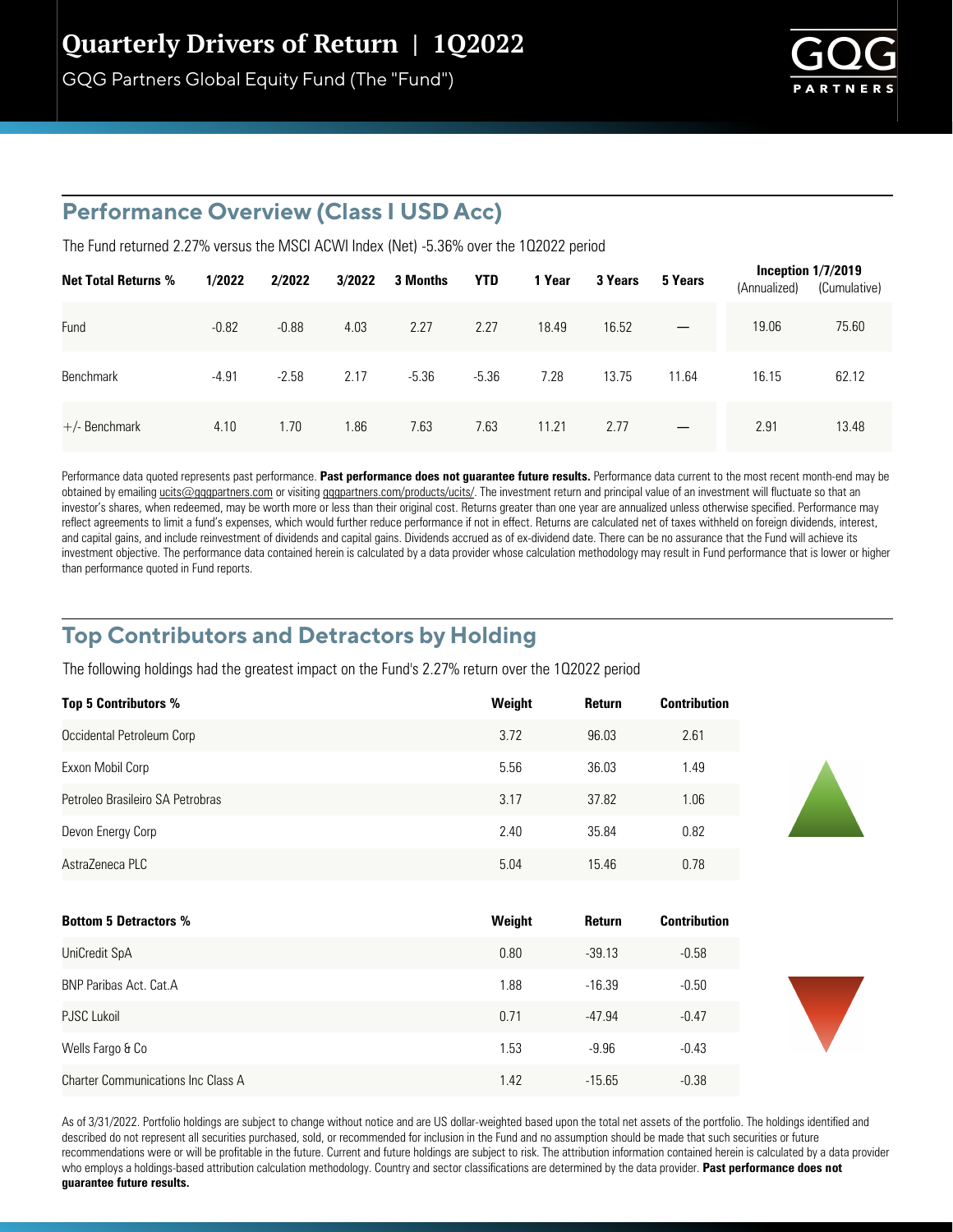# Quarterly Drivers of Return | 1Q2022

GQG Partners Global Equity Fund (The "Fund")

## Performance Overview (Class I USD Acc)

The Fund returned 2.27% versus the MSCI ACWI Index (Net) -5.36% over the 1Q2022 period

| Net Total Returns % | 1/2022 | 2/2022 | 3/2022 | 3 Months | YTD | 1 Year | 3 Years | 5 Years | Inception 1/7/2019 (Annualized) | Inception 1/7/2019 (Cumulative) |
|---|---|---|---|---|---|---|---|---|---|---|
| Fund | -0.82 | -0.88 | 4.03 | 2.27 | 2.27 | 18.49 | 16.52 | — | 19.06 | 75.60 |
| Benchmark | -4.91 | -2.58 | 2.17 | -5.36 | -5.36 | 7.28 | 13.75 | 11.64 | 16.15 | 62.12 |
| +/- Benchmark | 4.10 | 1.70 | 1.86 | 7.63 | 7.63 | 11.21 | 2.77 | — | 2.91 | 13.48 |

Performance data quoted represents past performance. **Past performance does not guarantee future results.** Performance data current to the most recent month-end may be obtained by emailing ucits@gqgpartners.com or visiting gqgpartners.com/products/ucits/. The investment return and principal value of an investment will fluctuate so that an investor's shares, when redeemed, may be worth more or less than their original cost. Returns greater than one year are annualized unless otherwise specified. Performance may reflect agreements to limit a fund's expenses, which would further reduce performance if not in effect. Returns are calculated net of taxes withheld on foreign dividends, interest, and capital gains, and include reinvestment of dividends and capital gains. Dividends accrued as of ex-dividend date. There can be no assurance that the Fund will achieve its investment objective. The performance data contained herein is calculated by a data provider whose calculation methodology may result in Fund performance that is lower or higher than performance quoted in Fund reports.

## Top Contributors and Detractors by Holding

The following holdings had the greatest impact on the Fund's 2.27% return over the 1Q2022 period

| Top 5 Contributors % | Weight | Return | Contribution |
|---|---|---|---|
| Occidental Petroleum Corp | 3.72 | 96.03 | 2.61 |
| Exxon Mobil Corp | 5.56 | 36.03 | 1.49 |
| Petroleo Brasileiro SA Petrobras | 3.17 | 37.82 | 1.06 |
| Devon Energy Corp | 2.40 | 35.84 | 0.82 |
| AstraZeneca PLC | 5.04 | 15.46 | 0.78 |

| Bottom 5 Detractors % | Weight | Return | Contribution |
|---|---|---|---|
| UniCredit SpA | 0.80 | -39.13 | -0.58 |
| BNP Paribas Act. Cat.A | 1.88 | -16.39 | -0.50 |
| PJSC Lukoil | 0.71 | -47.94 | -0.47 |
| Wells Fargo & Co | 1.53 | -9.96 | -0.43 |
| Charter Communications Inc Class A | 1.42 | -15.65 | -0.38 |

As of 3/31/2022. Portfolio holdings are subject to change without notice and are US dollar-weighted based upon the total net assets of the portfolio. The holdings identified and described do not represent all securities purchased, sold, or recommended for inclusion in the Fund and no assumption should be made that such securities or future recommendations were or will be profitable in the future. Current and future holdings are subject to risk. The attribution information contained herein is calculated by a data provider who employs a holdings-based attribution calculation methodology. Country and sector classifications are determined by the data provider. **Past performance does not guarantee future results.**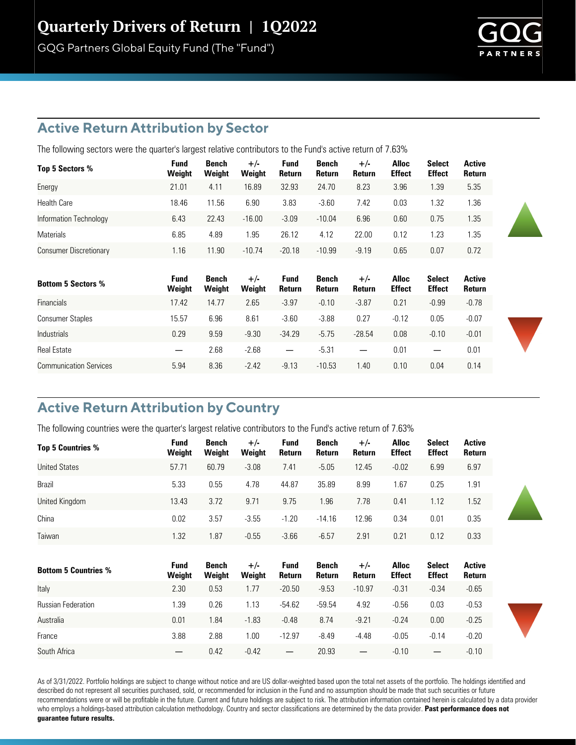# Quarterly Drivers of Return | 1Q2022

GQG Partners Global Equity Fund (The "Fund")

## Active Return Attribution by Sector

The following sectors were the quarter's largest relative contributors to the Fund's active return of 7.63%

| Top 5 Sectors % | Fund Weight | Bench Weight | +/- Weight | Fund Return | Bench Return | +/- Return | Alloc Effect | Select Effect | Active Return |
|---|---|---|---|---|---|---|---|---|---|
| Energy | 21.01 | 4.11 | 16.89 | 32.93 | 24.70 | 8.23 | 3.96 | 1.39 | 5.35 |
| Health Care | 18.46 | 11.56 | 6.90 | 3.83 | -3.60 | 7.42 | 0.03 | 1.32 | 1.36 |
| Information Technology | 6.43 | 22.43 | -16.00 | -3.09 | -10.04 | 6.96 | 0.60 | 0.75 | 1.35 |
| Materials | 6.85 | 4.89 | 1.95 | 26.12 | 4.12 | 22.00 | 0.12 | 1.23 | 1.35 |
| Consumer Discretionary | 1.16 | 11.90 | -10.74 | -20.18 | -10.99 | -9.19 | 0.65 | 0.07 | 0.72 |

| Bottom 5 Sectors % | Fund Weight | Bench Weight | +/- Weight | Fund Return | Bench Return | +/- Return | Alloc Effect | Select Effect | Active Return |
|---|---|---|---|---|---|---|---|---|---|
| Financials | 17.42 | 14.77 | 2.65 | -3.97 | -0.10 | -3.87 | 0.21 | -0.99 | -0.78 |
| Consumer Staples | 15.57 | 6.96 | 8.61 | -3.60 | -3.88 | 0.27 | -0.12 | 0.05 | -0.07 |
| Industrials | 0.29 | 9.59 | -9.30 | -34.29 | -5.75 | -28.54 | 0.08 | -0.10 | -0.01 |
| Real Estate | — | 2.68 | -2.68 | — | -5.31 | — | 0.01 | — | 0.01 |
| Communication Services | 5.94 | 8.36 | -2.42 | -9.13 | -10.53 | 1.40 | 0.10 | 0.04 | 0.14 |

## Active Return Attribution by Country

The following countries were the quarter's largest relative contributors to the Fund's active return of 7.63%

| Top 5 Countries % | Fund Weight | Bench Weight | +/- Weight | Fund Return | Bench Return | +/- Return | Alloc Effect | Select Effect | Active Return |
|---|---|---|---|---|---|---|---|---|---|
| United States | 57.71 | 60.79 | -3.08 | 7.41 | -5.05 | 12.45 | -0.02 | 6.99 | 6.97 |
| Brazil | 5.33 | 0.55 | 4.78 | 44.87 | 35.89 | 8.99 | 1.67 | 0.25 | 1.91 |
| United Kingdom | 13.43 | 3.72 | 9.71 | 9.75 | 1.96 | 7.78 | 0.41 | 1.12 | 1.52 |
| China | 0.02 | 3.57 | -3.55 | -1.20 | -14.16 | 12.96 | 0.34 | 0.01 | 0.35 |
| Taiwan | 1.32 | 1.87 | -0.55 | -3.66 | -6.57 | 2.91 | 0.21 | 0.12 | 0.33 |

| Bottom 5 Countries % | Fund Weight | Bench Weight | +/- Weight | Fund Return | Bench Return | +/- Return | Alloc Effect | Select Effect | Active Return |
|---|---|---|---|---|---|---|---|---|---|
| Italy | 2.30 | 0.53 | 1.77 | -20.50 | -9.53 | -10.97 | -0.31 | -0.34 | -0.65 |
| Russian Federation | 1.39 | 0.26 | 1.13 | -54.62 | -59.54 | 4.92 | -0.56 | 0.03 | -0.53 |
| Australia | 0.01 | 1.84 | -1.83 | -0.48 | 8.74 | -9.21 | -0.24 | 0.00 | -0.25 |
| France | 3.88 | 2.88 | 1.00 | -12.97 | -8.49 | -4.48 | -0.05 | -0.14 | -0.20 |
| South Africa | — | 0.42 | -0.42 | — | 20.93 | — | -0.10 | — | -0.10 |

As of 3/31/2022. Portfolio holdings are subject to change without notice and are US dollar-weighted based upon the total net assets of the portfolio. The holdings identified and described do not represent all securities purchased, sold, or recommended for inclusion in the Fund and no assumption should be made that such securities or future recommendations were or will be profitable in the future. Current and future holdings are subject to risk. The attribution information contained herein is calculated by a data provider who employs a holdings-based attribution calculation methodology. Country and sector classifications are determined by the data provider. **Past performance does not guarantee future results.**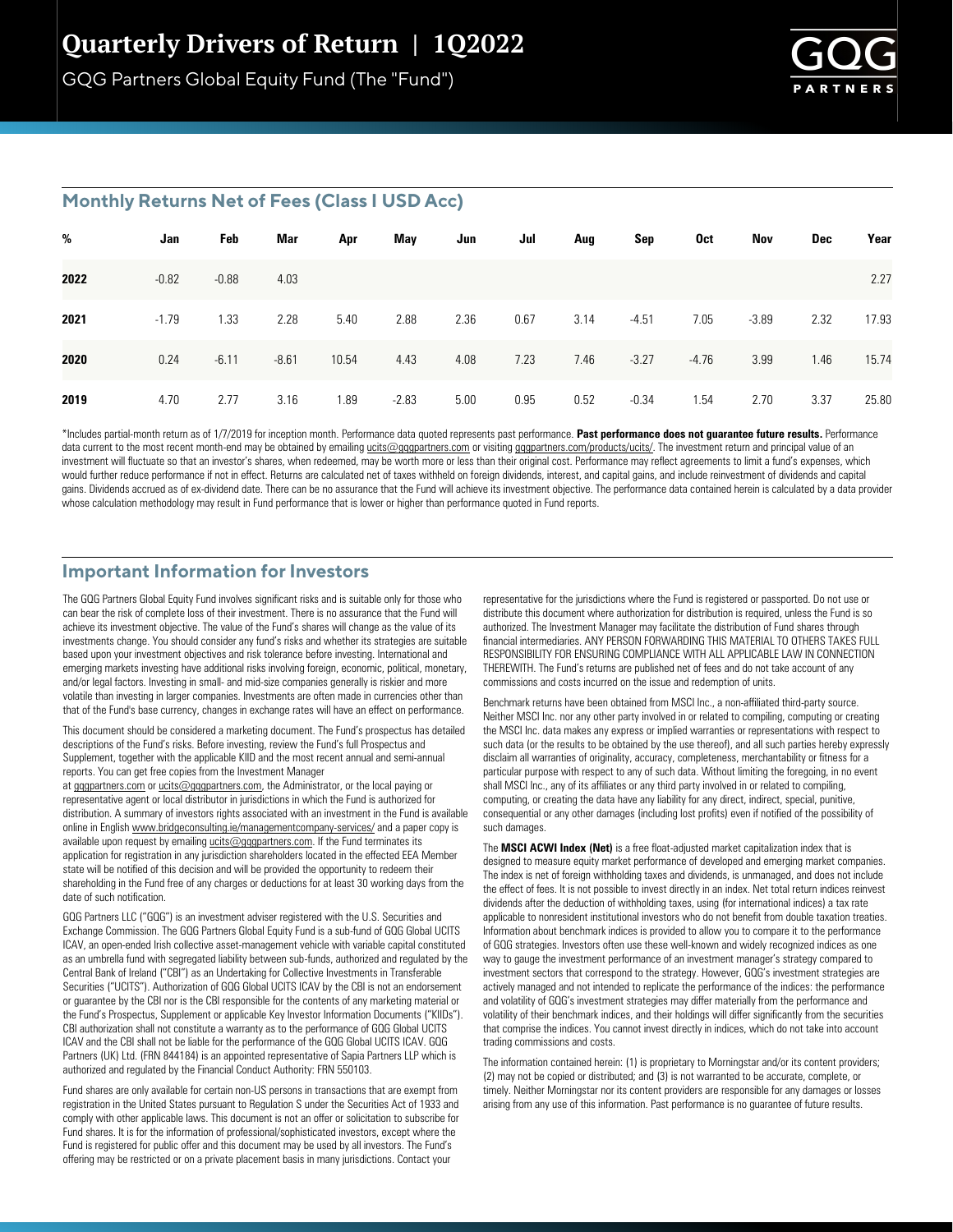# Quarterly Drivers of Return | 1Q2022

GQG Partners Global Equity Fund (The "Fund")

## Monthly Returns Net of Fees (Class I USD Acc)

| % | Jan | Feb | Mar | Apr | May | Jun | Jul | Aug | Sep | Oct | Nov | Dec | Year |
|---|---|---|---|---|---|---|---|---|---|---|---|---|---|
| **2022** | -0.82 | -0.88 | 4.03 | | | | | | | | | | 2.27 |
| **2021** | -1.79 | 1.33 | 2.28 | 5.40 | 2.88 | 2.36 | 0.67 | 3.14 | -4.51 | 7.05 | -3.89 | 2.32 | 17.93 |
| **2020** | 0.24 | -6.11 | -8.61 | 10.54 | 4.43 | 4.08 | 7.23 | 7.46 | -3.27 | -4.76 | 3.99 | 1.46 | 15.74 |
| **2019** | 4.70 | 2.77 | 3.16 | 1.89 | -2.83 | 5.00 | 0.95 | 0.52 | -0.34 | 1.54 | 2.70 | 3.37 | 25.80 |

*Includes partial-month return as of 1/7/2019 for inception month. Performance data quoted represents past performance. **Past performance does not guarantee future results.** Performance data current to the most recent month-end may be obtained by emailing ucits@gqgpartners.com or visiting gqgpartners.com/products/ucits/. The investment return and principal value of an investment will fluctuate so that an investor's shares, when redeemed, may be worth more or less than their original cost. Performance may reflect agreements to limit a fund's expenses, which would further reduce performance if not in effect. Returns are calculated net of taxes withheld on foreign dividends, interest, and capital gains, and include reinvestment of dividends and capital gains. Dividends accrued as of ex-dividend date. There can be no assurance that the Fund will achieve its investment objective. The performance data contained herein is calculated by a data provider whose calculation methodology may result in Fund performance that is lower or higher than performance quoted in Fund reports.

## Important Information for Investors

The GQG Partners Global Equity Fund involves significant risks and is suitable only for those who can bear the risk of complete loss of their investment. There is no assurance that the Fund will achieve its investment objective. The value of the Fund's shares will change as the value of its investments change. You should consider any fund's risks and whether its strategies are suitable based upon your investment objectives and risk tolerance before investing. International and emerging markets investing have additional risks involving foreign, economic, political, monetary, and/or legal factors. Investing in small- and mid-size companies generally is riskier and more volatile than investing in larger companies. Investments are often made in currencies other than that of the Fund's base currency, changes in exchange rates will have an effect on performance.

This document should be considered a marketing document. The Fund's prospectus has detailed descriptions of the Fund's risks. Before investing, review the Fund's full Prospectus and Supplement, together with the applicable KIID and the most recent annual and semi-annual reports. You can get free copies from the Investment Manager at gqgpartners.com or ucits@gqgpartners.com, the Administrator, or the local paying or representative agent or local distributor in jurisdictions in which the Fund is authorized for distribution. A summary of investors rights associated with an investment in the Fund is available online in English www.bridgeconsulting.ie/managementcompany-services/ and a paper copy is available upon request by emailing ucits@gqgpartners.com. If the Fund terminates its application for registration in any jurisdiction shareholders located in the effected EEA Member state will be notified of this decision and will be provided the opportunity to redeem their shareholding in the Fund free of any charges or deductions for at least 30 working days from the date of such notification.

GQG Partners LLC ("GQG") is an investment adviser registered with the U.S. Securities and Exchange Commission. The GQG Partners Global Equity Fund is a sub-fund of GQG Global UCITS ICAV, an open-ended Irish collective asset-management vehicle with variable capital constituted as an umbrella fund with segregated liability between sub-funds, authorized and regulated by the Central Bank of Ireland ("CBI") as an Undertaking for Collective Investments in Transferable Securities ("UCITS"). Authorization of GQG Global UCITS ICAV by the CBI is not an endorsement or guarantee by the CBI nor is the CBI responsible for the contents of any marketing material or the Fund's Prospectus, Supplement or applicable Key Investor Information Documents ("KIIDs"). CBI authorization shall not constitute a warranty as to the performance of GQG Global UCITS ICAV and the CBI shall not be liable for the performance of the GQG Global UCITS ICAV. GQG Partners (UK) Ltd. (FRN 844184) is an appointed representative of Sapia Partners LLP which is authorized and regulated by the Financial Conduct Authority: FRN 550103.

Fund shares are only available for certain non-US persons in transactions that are exempt from registration in the United States pursuant to Regulation S under the Securities Act of 1933 and comply with other applicable laws. This document is not an offer or solicitation to subscribe for Fund shares. It is for the information of professional/sophisticated investors, except where the Fund is registered for public offer and this document may be used by all investors. The Fund's offering may be restricted or on a private placement basis in many jurisdictions. Contact your representative for the jurisdictions where the Fund is registered or passported. Do not use or distribute this document where authorization for distribution is required, unless the Fund is so authorized. The Investment Manager may facilitate the distribution of Fund shares through financial intermediaries. ANY PERSON FORWARDING THIS MATERIAL TO OTHERS TAKES FULL RESPONSIBILITY FOR ENSURING COMPLIANCE WITH ALL APPLICABLE LAW IN CONNECTION THEREWITH. The Fund's returns are published net of fees and do not take account of any commissions and costs incurred on the issue and redemption of units.

Benchmark returns have been obtained from MSCI Inc., a non-affiliated third-party source. Neither MSCI Inc. nor any other party involved in or related to compiling, computing or creating the MSCI Inc. data makes any express or implied warranties or representations with respect to such data (or the results to be obtained by the use thereof), and all such parties hereby expressly disclaim all warranties of originality, accuracy, completeness, merchantability or fitness for a particular purpose with respect to any of such data. Without limiting the foregoing, in no event shall MSCI Inc., any of its affiliates or any third party involved in or related to compiling, computing, or creating the data have any liability for any direct, indirect, special, punitive, consequential or any other damages (including lost profits) even if notified of the possibility of such damages.

The **MSCI ACWI Index (Net)** is a free float-adjusted market capitalization index that is designed to measure equity market performance of developed and emerging market companies. The index is net of foreign withholding taxes and dividends, is unmanaged, and does not include the effect of fees. It is not possible to invest directly in an index. Net total return indices reinvest dividends after the deduction of withholding taxes, using (for international indices) a tax rate applicable to nonresident institutional investors who do not benefit from double taxation treaties. Information about benchmark indices is provided to allow you to compare it to the performance of GQG strategies. Investors often use these well-known and widely recognized indices as one way to gauge the investment performance of an investment manager's strategy compared to investment sectors that correspond to the strategy. However, GQG's investment strategies are actively managed and not intended to replicate the performance of the indices: the performance and volatility of GQG's investment strategies may differ materially from the performance and volatility of their benchmark indices, and their holdings will differ significantly from the securities that comprise the indices. You cannot invest directly in indices, which do not take into account trading commissions and costs.

The information contained herein: (1) is proprietary to Morningstar and/or its content providers; (2) may not be copied or distributed; and (3) is not warranted to be accurate, complete, or timely. Neither Morningstar nor its content providers are responsible for any damages or losses arising from any use of this information. Past performance is no guarantee of future results.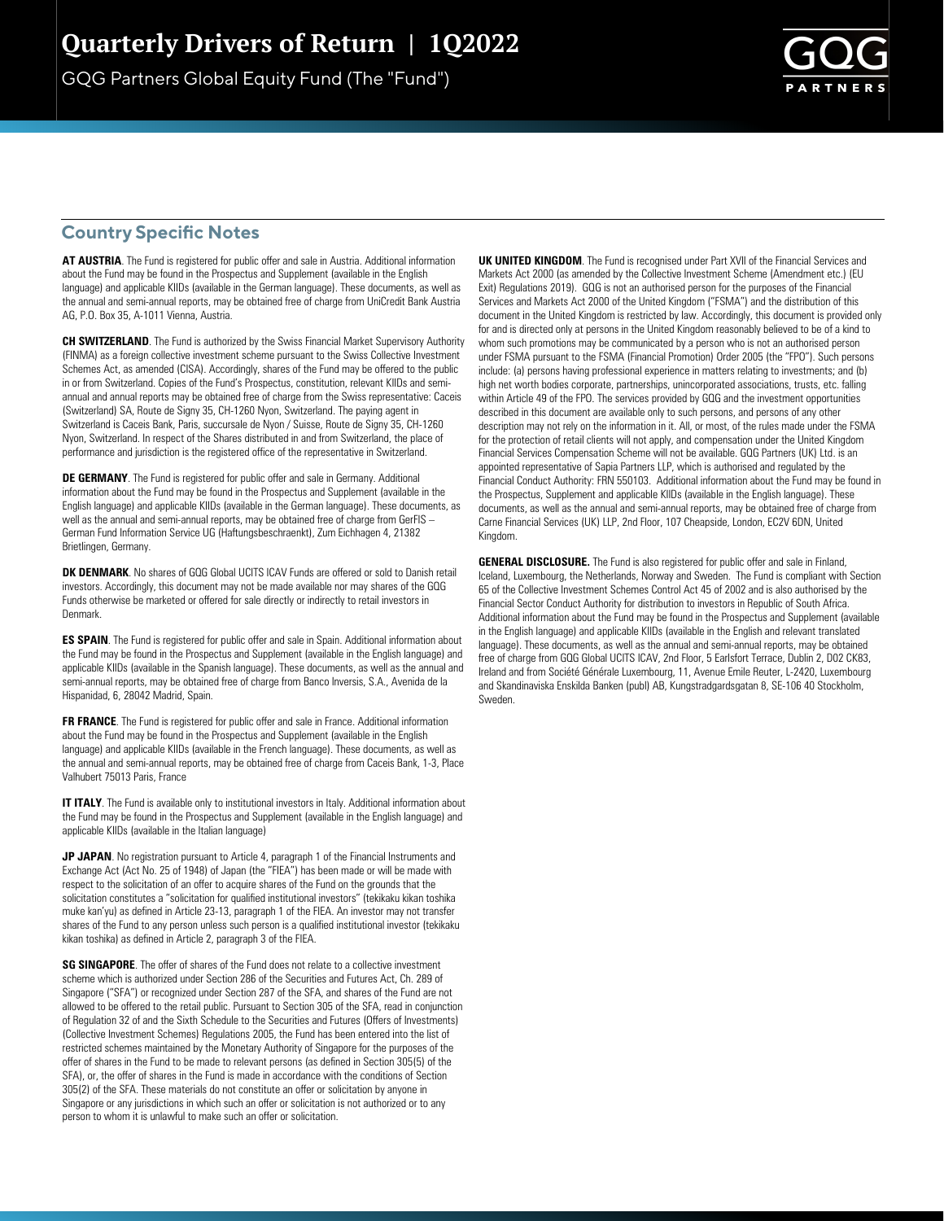## Country Specific Notes

**AT AUSTRIA**. The Fund is registered for public offer and sale in Austria. Additional information about the Fund may be found in the Prospectus and Supplement (available in the English language) and applicable KIIDs (available in the German language). These documents, as well as the annual and semi-annual reports, may be obtained free of charge from UniCredit Bank Austria AG, P.O. Box 35, A-1011 Vienna, Austria.

**CH SWITZERLAND**. The Fund is authorized by the Swiss Financial Market Supervisory Authority (FINMA) as a foreign collective investment scheme pursuant to the Swiss Collective Investment Schemes Act, as amended (CISA). Accordingly, shares of the Fund may be offered to the public in or from Switzerland. Copies of the Fund's Prospectus, constitution, relevant KIIDs and semi-annual and annual reports may be obtained free of charge from the Swiss representative: Caceis (Switzerland) SA, Route de Signy 35, CH-1260 Nyon, Switzerland. The paying agent in Switzerland is Caceis Bank, Paris, succursale de Nyon / Suisse, Route de Signy 35, CH-1260 Nyon, Switzerland. In respect of the Shares distributed in and from Switzerland, the place of performance and jurisdiction is the registered office of the representative in Switzerland.

**DE GERMANY**. The Fund is registered for public offer and sale in Germany. Additional information about the Fund may be found in the Prospectus and Supplement (available in the English language) and applicable KIIDs (available in the German language). These documents, as well as the annual and semi-annual reports, may be obtained free of charge from GerFIS – German Fund Information Service UG (Haftungsbeschraenkt), Zum Eichhagen 4, 21382 Brietlingen, Germany.

**DK DENMARK**. No shares of GQG Global UCITS ICAV Funds are offered or sold to Danish retail investors. Accordingly, this document may not be made available nor may shares of the GQG Funds otherwise be marketed or offered for sale directly or indirectly to retail investors in Denmark.

**ES SPAIN**. The Fund is registered for public offer and sale in Spain. Additional information about the Fund may be found in the Prospectus and Supplement (available in the English language) and applicable KIIDs (available in the Spanish language). These documents, as well as the annual and semi-annual reports, may be obtained free of charge from Banco Inversis, S.A., Avenida de la Hispanidad, 6, 28042 Madrid, Spain.

**FR FRANCE**. The Fund is registered for public offer and sale in France. Additional information about the Fund may be found in the Prospectus and Supplement (available in the English language) and applicable KIIDs (available in the French language). These documents, as well as the annual and semi-annual reports, may be obtained free of charge from Caceis Bank, 1-3, Place Valhubert 75013 Paris, France

**IT ITALY**. The Fund is available only to institutional investors in Italy. Additional information about the Fund may be found in the Prospectus and Supplement (available in the English language) and applicable KIIDs (available in the Italian language)

**JP JAPAN**. No registration pursuant to Article 4, paragraph 1 of the Financial Instruments and Exchange Act (Act No. 25 of 1948) of Japan (the "FIEA") has been made or will be made with respect to the solicitation of an offer to acquire shares of the Fund on the grounds that the solicitation constitutes a "solicitation for qualified institutional investors" (tekikaku kikan toshika muke kan'yu) as defined in Article 23-13, paragraph 1 of the FIEA. An investor may not transfer shares of the Fund to any person unless such person is a qualified institutional investor (tekikaku kikan toshika) as defined in Article 2, paragraph 3 of the FIEA.

**SG SINGAPORE**. The offer of shares of the Fund does not relate to a collective investment scheme which is authorized under Section 286 of the Securities and Futures Act, Ch. 289 of Singapore ("SFA") or recognized under Section 287 of the SFA, and shares of the Fund are not allowed to be offered to the retail public. Pursuant to Section 305 of the SFA, read in conjunction of Regulation 32 of and the Sixth Schedule to the Securities and Futures (Offers of Investments) (Collective Investment Schemes) Regulations 2005, the Fund has been entered into the list of restricted schemes maintained by the Monetary Authority of Singapore for the purposes of the offer of shares in the Fund to be made to relevant persons (as defined in Section 305(5) of the SFA), or, the offer of shares in the Fund is made in accordance with the conditions of Section 305(2) of the SFA. These materials do not constitute an offer or solicitation by anyone in Singapore or any jurisdictions in which such an offer or solicitation is not authorized or to any person to whom it is unlawful to make such an offer or solicitation.

**UK UNITED KINGDOM**. The Fund is recognised under Part XVII of the Financial Services and Markets Act 2000 (as amended by the Collective Investment Scheme (Amendment etc.) (EU Exit) Regulations 2019). GQG is not an authorised person for the purposes of the Financial Services and Markets Act 2000 of the United Kingdom ("FSMA") and the distribution of this document in the United Kingdom is restricted by law. Accordingly, this document is provided only for and is directed only at persons in the United Kingdom reasonably believed to be of a kind to whom such promotions may be communicated by a person who is not an authorised person under FSMA pursuant to the FSMA (Financial Promotion) Order 2005 (the "FPO"). Such persons include: (a) persons having professional experience in matters relating to investments; and (b) high net worth bodies corporate, partnerships, unincorporated associations, trusts, etc. falling within Article 49 of the FPO. The services provided by GQG and the investment opportunities described in this document are available only to such persons, and persons of any other description may not rely on the information in it. All, or most, of the rules made under the FSMA for the protection of retail clients will not apply, and compensation under the United Kingdom Financial Services Compensation Scheme will not be available. GQG Partners (UK) Ltd. is an appointed representative of Sapia Partners LLP, which is authorised and regulated by the Financial Conduct Authority: FRN 550103. Additional information about the Fund may be found in the Prospectus, Supplement and applicable KIIDs (available in the English language). These documents, as well as the annual and semi-annual reports, may be obtained free of charge from Carne Financial Services (UK) LLP, 2nd Floor, 107 Cheapside, London, EC2V 6DN, United Kingdom.

**GENERAL DISCLOSURE.** The Fund is also registered for public offer and sale in Finland, Iceland, Luxembourg, the Netherlands, Norway and Sweden. The Fund is compliant with Section 65 of the Collective Investment Schemes Control Act 45 of 2002 and is also authorised by the Financial Sector Conduct Authority for distribution to investors in Republic of South Africa. Additional information about the Fund may be found in the Prospectus and Supplement (available in the English language) and applicable KIIDs (available in the English and relevant translated language). These documents, as well as the annual and semi-annual reports, may be obtained free of charge from GQG Global UCITS ICAV, 2nd Floor, 5 Earlsfort Terrace, Dublin 2, D02 CK83, Ireland and from Société Générale Luxembourg, 11, Avenue Emile Reuter, L-2420, Luxembourg and Skandinaviska Enskilda Banken (publ) AB, Kungstradgardsgatan 8, SE-106 40 Stockholm, Sweden.